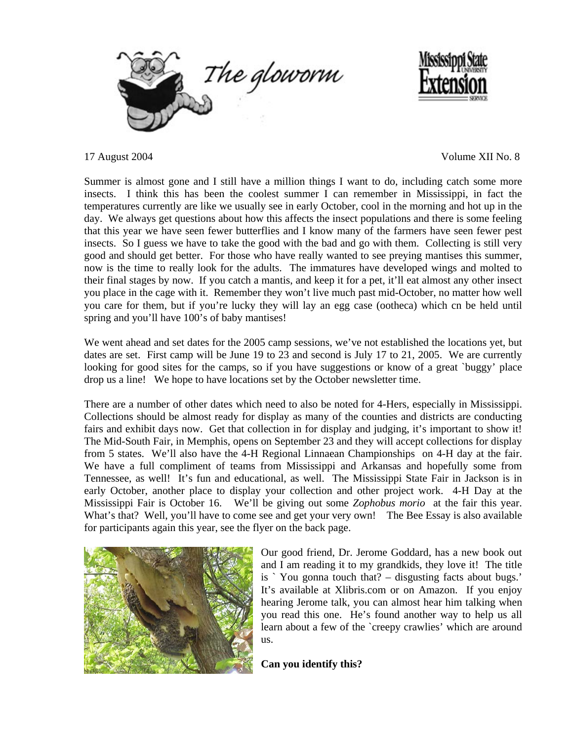# The gloworm

17 August 2004 Volume XII No. 8

Summer is almost gone and I still have a million things I want to do, including catch some more insects. I think this has been the coolest summer I can remember in Mississippi, in fact the temperatures currently are like we usually see in early October, cool in the morning and hot up in the day. We always get questions about how this affects the insect populations and there is some feeling that this year we have seen fewer butterflies and I know many of the farmers have seen fewer pest insects. So I guess we have to take the good with the bad and go with them. Collecting is still very good and should get better. For those who have really wanted to see preying mantises this summer, now is the time to really look for the adults. The immatures have developed wings and molted to their final stages by now. If you catch a mantis, and keep it for a pet, it'll eat almost any other insect you place in the cage with it. Remember they won't live much past mid-October, no matter how well you care for them, but if you're lucky they will lay an egg case (ootheca) which cn be held until spring and you'll have 100's of baby mantises!

We went ahead and set dates for the 2005 camp sessions, we've not established the locations yet, but dates are set. First camp will be June 19 to 23 and second is July 17 to 21, 2005. We are currently looking for good sites for the camps, so if you have suggestions or know of a great `buggy' place drop us a line! We hope to have locations set by the October newsletter time.

There are a number of other dates which need to also be noted for 4-Hers, especially in Mississippi. Collections should be almost ready for display as many of the counties and districts are conducting fairs and exhibit days now. Get that collection in for display and judging, it's important to show it! The Mid-South Fair, in Memphis, opens on September 23 and they will accept collections for display from 5 states. We'll also have the 4-H Regional Linnaean Championships on 4-H day at the fair. We have a full compliment of teams from Mississippi and Arkansas and hopefully some from Tennessee, as well! It's fun and educational, as well. The Mississippi State Fair in Jackson is in early October, another place to display your collection and other project work. 4-H Day at the Mississippi Fair is October 16. We'll be giving out some *Zophobus morio* at the fair this year. What's that? Well, you'll have to come see and get your very own! The Bee Essay is also available for participants again this year, see the flyer on the back page.

Our good friend, Dr. Jerome Goddard, has a new book out and I am reading it to my grandkids, they love it! The title is ` You gonna touch that? – disgusting facts about bugs.' It's available at Xlibris.com or on Amazon. If you enjoy hearing Jerome talk, you can almost hear him talking when you read this one. He's found another way to help us all learn about a few of the `creepy crawlies' which are around us.

**Can you identify this?**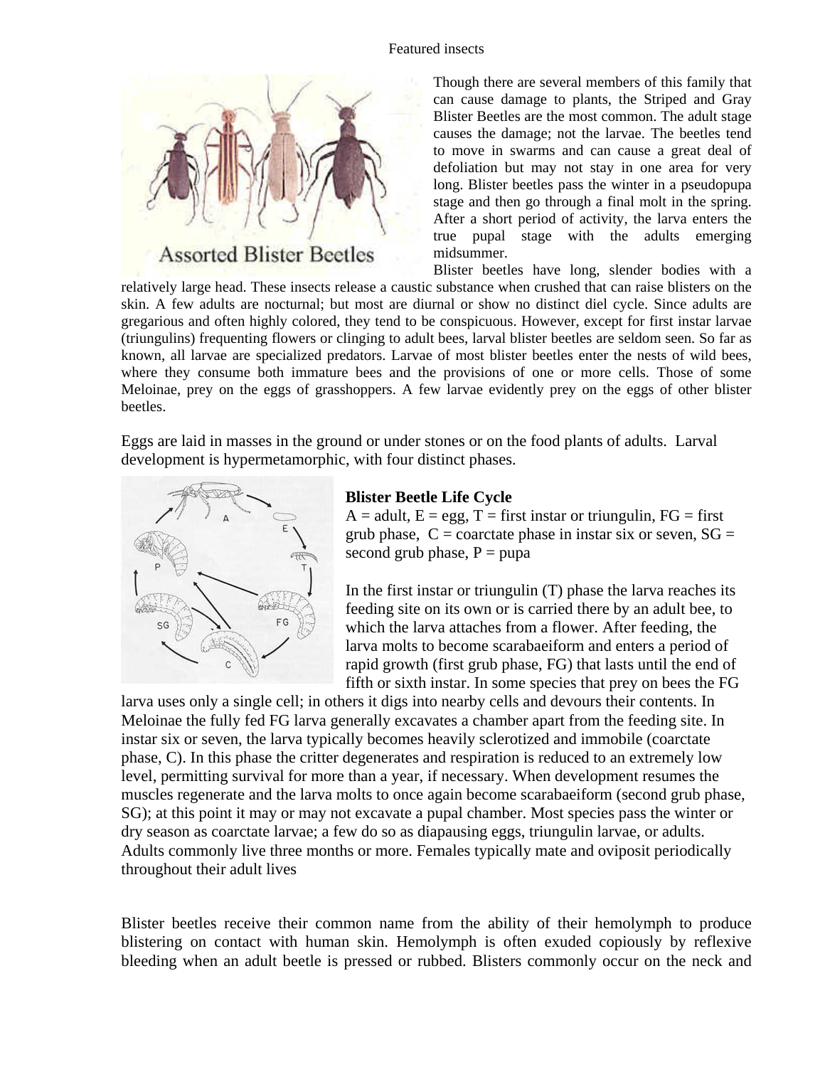Though there are several members of this family that can cause damage to plants, the Striped and Gray Blister Beetles are the most common. The adult stage causes the damage; not the larvae. The beetles tend to move in swarms and can cause a great deal of defoliation but may not stay in one area for very long. Blister beetles pass the winter in a pseudopupa stage and then go through a final molt in the spring. After a short period of activity, the larva enters the true pupal stage with the adults emerging midsummer.

Blister beetles have long, slender bodies with a relatively large head. These insects release a caustic substance when crushed that can raise blisters on the skin. A few adults are nocturnal; but most are diurnal or show no distinct diel cycle. Since adults are gregarious and often highly colored, they tend to be conspicuous. However, except for first instar larvae (triungulins) frequenting flowers or clinging to adult bees, larval blister beetles are seldom seen. So far as known, all larvae are specialized predators. Larvae of most blister beetles enter the nests of wild bees, where they consume both immature bees and the provisions of one or more cells. Those of some Meloinae, prey on the eggs of grasshoppers. A few larvae evidently prey on the eggs of other blister beetles.

Eggs are laid in masses in the ground or under stones or on the food plants of adults. Larval development is hypermetamorphic, with four distinct phases.

**Blister Beetle Life Cycle**

A = adult, E = egg, T = first instar or triungulin, FG = first grub phase, C = coarctate phase in instar six or seven, SG = second grub phase, P = pupa

In the first instar or triungulin (T) phase the larva reaches its feeding site on its own or is carried there by an adult bee, to which the larva attaches from a flower. After feeding, the larva molts to become scarabaeiform and enters a period of rapid growth (first grub phase, FG) that lasts until the end of fifth or sixth instar. In some species that prey on bees the FG larva uses only a single cell; in others it digs into nearby cells and devours their contents. In Meloinae the fully fed FG larva generally excavates a chamber apart from the feeding site. In instar six or seven, the larva typically becomes heavily sclerotized and immobile (coarctate phase, C). In this phase the critter degenerates and respiration is reduced to an extremely low level, permitting survival for more than a year, if necessary. When development resumes the muscles regenerate and the larva molts to once again become scarabaeiform (second grub phase, SG); at this point it may or may not excavate a pupal chamber. Most species pass the winter or dry season as coarctate larvae; a few do so as diapausing eggs, triungulin larvae, or adults. Adults commonly live three months or more. Females typically mate and oviposit periodically throughout their adult lives

Blister beetles receive their common name from the ability of their hemolymph to produce blistering on contact with human skin. Hemolymph is often exuded copiously by reflexive bleeding when an adult beetle is pressed or rubbed. Blisters commonly occur on the neck and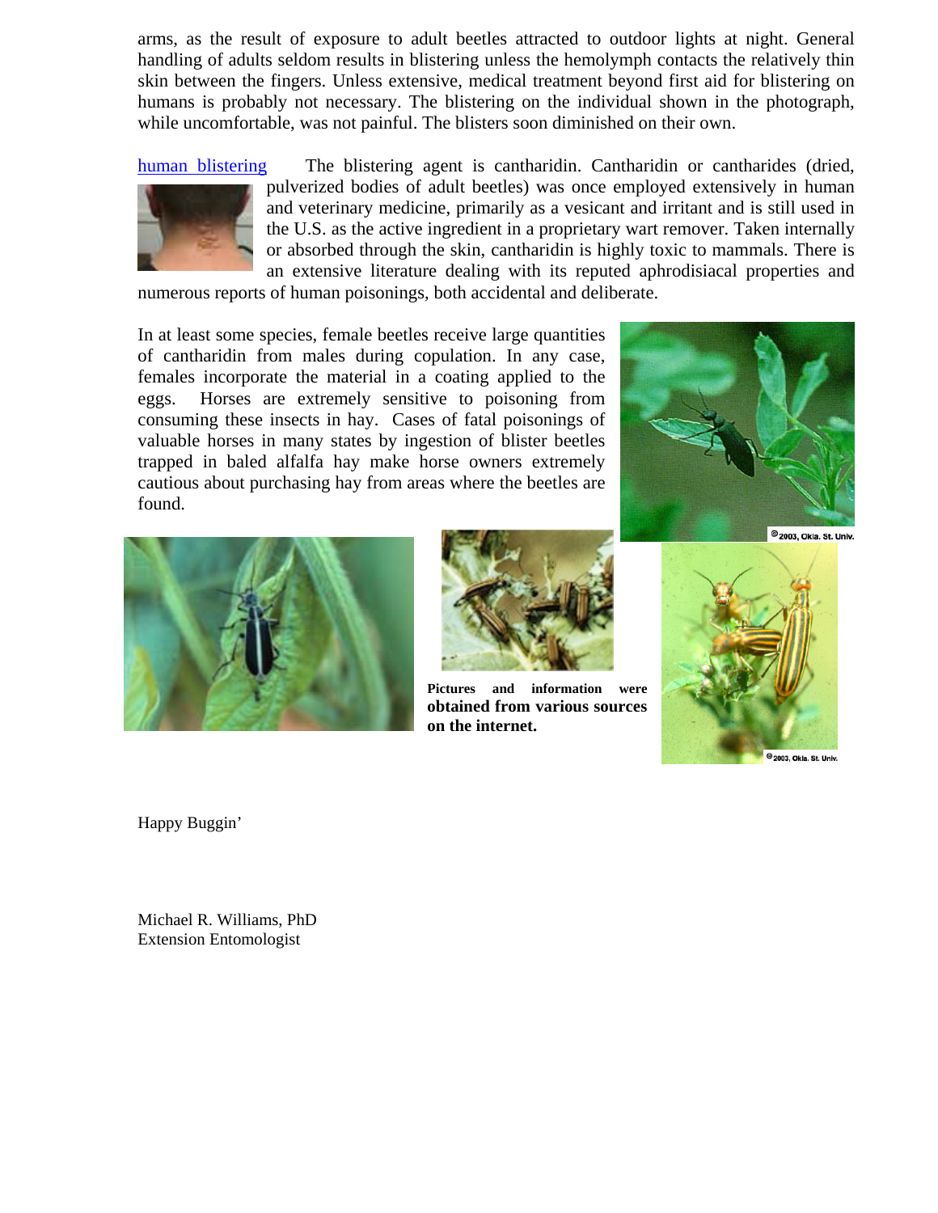arms, as the result of exposure to adult beetles attracted to outdoor lights at night. General handling of adults seldom results in blistering unless the hemolymph contacts the relatively thin skin between the fingers. Unless extensive, medical treatment beyond first aid for blistering on humans is probably not necessary. The blistering on the individual shown in the photograph, while uncomfortable, was not painful. The blisters soon diminished on their own.

human blistering

The blistering agent is cantharidin. Cantharidin or cantharides (dried, pulverized bodies of adult beetles) was once employed extensively in human and veterinary medicine, primarily as a vesicant and irritant and is still used in the U.S. as the active ingredient in a proprietary wart remover. Taken internally or absorbed through the skin, cantharidin is highly toxic to mammals. There is an extensive literature dealing with its reputed aphrodisiacal properties and numerous reports of human poisonings, both accidental and deliberate.

In at least some species, female beetles receive large quantities of cantharidin from males during copulation. In any case, females incorporate the material in a coating applied to the eggs. Horses are extremely sensitive to poisoning from consuming these insects in hay. Cases of fatal poisonings of valuable horses in many states by ingestion of blister beetles trapped in baled alfalfa hay make horse owners extremely cautious about purchasing hay from areas where the beetles are found.

©2003, Okla. St. Univ.

**Pictures and information were obtained from various sources on the internet.**

©2003, Okla. St. Univ.

Happy Buggin'

Michael R. Williams, PhD
Extension Entomologist